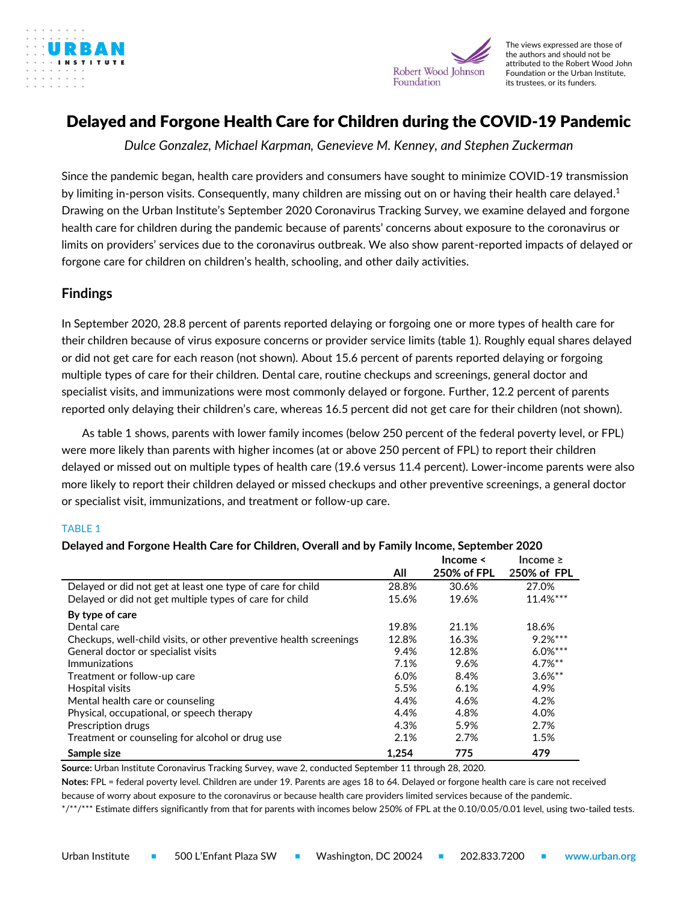The views expressed are those of the authors and should not be attributed to the Robert Wood John Foundation or the Urban Institute, its trustees, or its funders.

# Delayed and Forgone Health Care for Children during the COVID-19 Pandemic

*Dulce Gonzalez, Michael Karpman, Genevieve M. Kenney, and Stephen Zuckerman*

Since the pandemic began, health care providers and consumers have sought to minimize COVID-19 transmission by limiting in-person visits. Consequently, many children are missing out on or having their health care delayed.[1] Drawing on the Urban Institute's September 2020 Coronavirus Tracking Survey, we examine delayed and forgone health care for children during the pandemic because of parents' concerns about exposure to the coronavirus or limits on providers' services due to the coronavirus outbreak. We also show parent-reported impacts of delayed or forgone care for children on children's health, schooling, and other daily activities.

## Findings

In September 2020, 28.8 percent of parents reported delaying or forgoing one or more types of health care for their children because of virus exposure concerns or provider service limits (table 1). Roughly equal shares delayed or did not get care for each reason (not shown). About 15.6 percent of parents reported delaying or forgoing multiple types of care for their children. Dental care, routine checkups and screenings, general doctor and specialist visits, and immunizations were most commonly delayed or forgone. Further, 12.2 percent of parents reported only delaying their children's care, whereas 16.5 percent did not get care for their children (not shown).

As table 1 shows, parents with lower family incomes (below 250 percent of the federal poverty level, or FPL) were more likely than parents with higher incomes (at or above 250 percent of FPL) to report their children delayed or missed out on multiple types of health care (19.6 versus 11.4 percent). Lower-income parents were also more likely to report their children delayed or missed checkups and other preventive screenings, a general doctor or specialist visit, immunizations, and treatment or follow-up care.

TABLE 1

**Delayed and Forgone Health Care for Children, Overall and by Family Income, September 2020**

| | All | Income < 250% of FPL | Income ≥ 250% of FPL |
|---|---|---|---|
| Delayed or did not get at least one type of care for child | 28.8% | 30.6% | 27.0% |
| Delayed or did not get multiple types of care for child | 15.6% | 19.6% | 11.4%*** |
| **By type of care** | | | |
| Dental care | 19.8% | 21.1% | 18.6% |
| Checkups, well-child visits, or other preventive health screenings | 12.8% | 16.3% | 9.2%*** |
| General doctor or specialist visits | 9.4% | 12.8% | 6.0%*** |
| Immunizations | 7.1% | 9.6% | 4.7%** |
| Treatment or follow-up care | 6.0% | 8.4% | 3.6%** |
| Hospital visits | 5.5% | 6.1% | 4.9% |
| Mental health care or counseling | 4.4% | 4.6% | 4.2% |
| Physical, occupational, or speech therapy | 4.4% | 4.8% | 4.0% |
| Prescription drugs | 4.3% | 5.9% | 2.7% |
| Treatment or counseling for alcohol or drug use | 2.1% | 2.7% | 1.5% |
| **Sample size** | **1,254** | **775** | **479** |

**Source:** Urban Institute Coronavirus Tracking Survey, wave 2, conducted September 11 through 28, 2020.

**Notes:** FPL = federal poverty level. Children are under 19. Parents are ages 18 to 64. Delayed or forgone health care is care not received because of worry about exposure to the coronavirus or because health care providers limited services because of the pandemic.

*/**/*** Estimate differs significantly from that for parents with incomes below 250% of FPL at the 0.10/0.05/0.01 level, using two-tailed tests.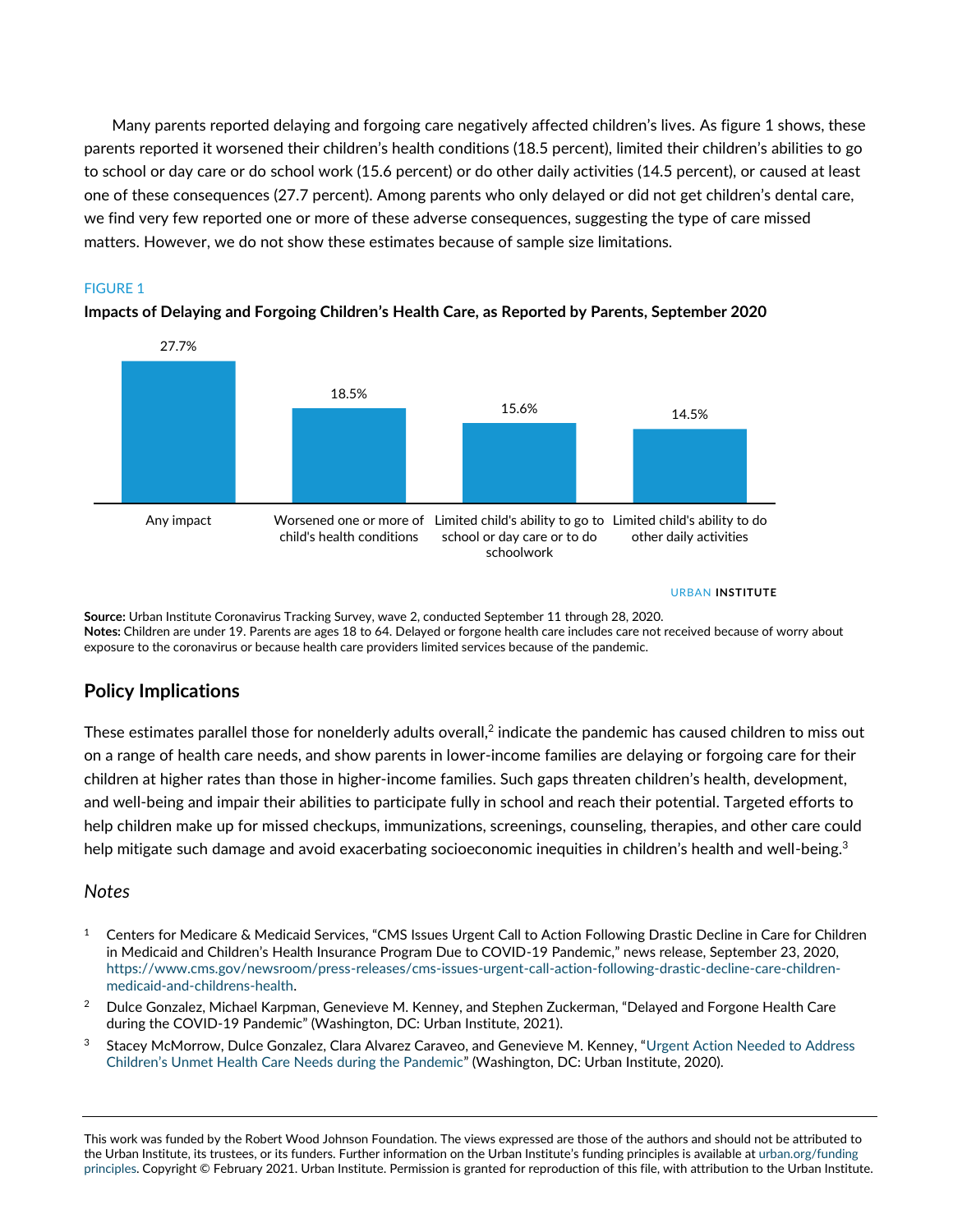Many parents reported delaying and forgoing care negatively affected children's lives. As figure 1 shows, these parents reported it worsened their children's health conditions (18.5 percent), limited their children's abilities to go to school or day care or do school work (15.6 percent) or do other daily activities (14.5 percent), or caused at least one of these consequences (27.7 percent). Among parents who only delayed or did not get children's dental care, we find very few reported one or more of these adverse consequences, suggesting the type of care missed matters. However, we do not show these estimates because of sample size limitations.

FIGURE 1

**Impacts of Delaying and Forgoing Children's Health Care, as Reported by Parents, September 2020**

27.7%

18.5%

15.6%

14.5%

Any impact

Worsened one or more of child's health conditions

Limited child's ability to go to school or day care or to do schoolwork

Limited child's ability to do other daily activities

URBAN INSTITUTE

**Source:** Urban Institute Coronavirus Tracking Survey, wave 2, conducted September 11 through 28, 2020.
**Notes:** Children are under 19. Parents are ages 18 to 64. Delayed or forgone health care includes care not received because of worry about exposure to the coronavirus or because health care providers limited services because of the pandemic.

## Policy Implications

These estimates parallel those for nonelderly adults overall,[2] indicate the pandemic has caused children to miss out on a range of health care needs, and show parents in lower-income families are delaying or forgoing care for their children at higher rates than those in higher-income families. Such gaps threaten children's health, development, and well-being and impair their abilities to participate fully in school and reach their potential. Targeted efforts to help children make up for missed checkups, immunizations, screenings, counseling, therapies, and other care could help mitigate such damage and avoid exacerbating socioeconomic inequities in children's health and well-being.[3]

### *Notes*

1. Centers for Medicare & Medicaid Services, "CMS Issues Urgent Call to Action Following Drastic Decline in Care for Children in Medicaid and Children's Health Insurance Program Due to COVID-19 Pandemic," news release, September 23, 2020, https://www.cms.gov/newsroom/press-releases/cms-issues-urgent-call-action-following-drastic-decline-care-children-medicaid-and-childrens-health.
2. Dulce Gonzalez, Michael Karpman, Genevieve M. Kenney, and Stephen Zuckerman, "Delayed and Forgone Health Care during the COVID-19 Pandemic" (Washington, DC: Urban Institute, 2021).
3. Stacey McMorrow, Dulce Gonzalez, Clara Alvarez Caraveo, and Genevieve M. Kenney, "Urgent Action Needed to Address Children's Unmet Health Care Needs during the Pandemic" (Washington, DC: Urban Institute, 2020).

---

This work was funded by the Robert Wood Johnson Foundation. The views expressed are those of the authors and should not be attributed to the Urban Institute, its trustees, or its funders. Further information on the Urban Institute's funding principles is available at urban.org/fundingprinciples. Copyright © February 2021. Urban Institute. Permission is granted for reproduction of this file, with attribution to the Urban Institute.